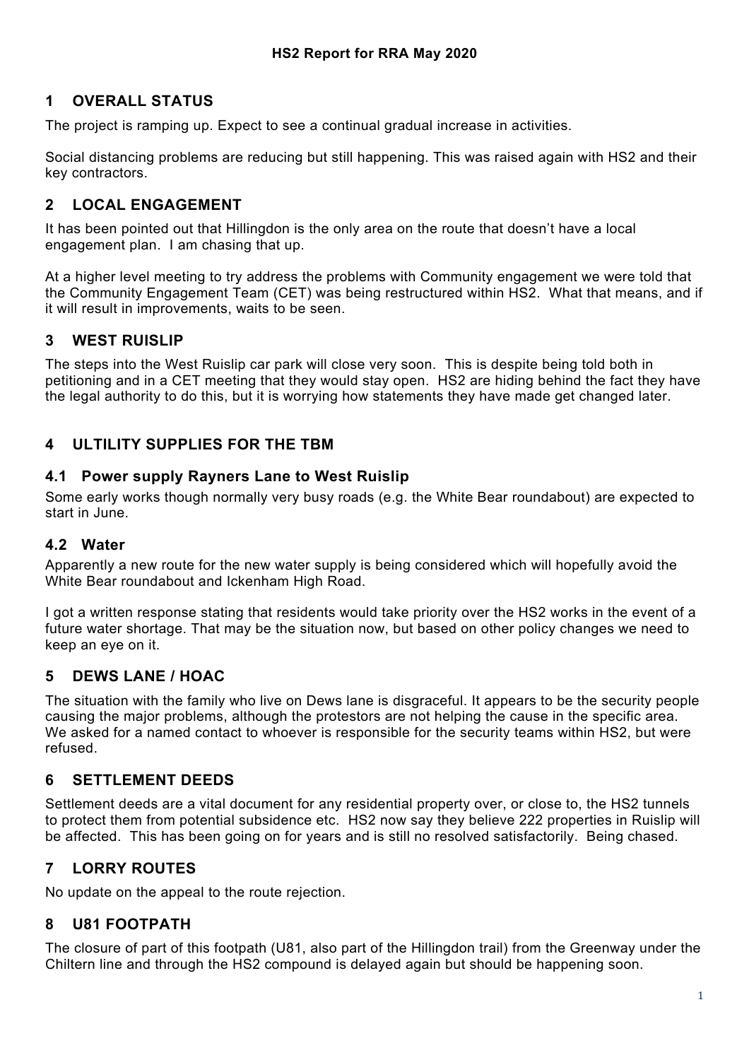# HS2 Report for RRA May 2020

## 1 OVERALL STATUS

The project is ramping up. Expect to see a continual gradual increase in activities.

Social distancing problems are reducing but still happening. This was raised again with HS2 and their key contractors.

## 2 LOCAL ENGAGEMENT

It has been pointed out that Hillingdon is the only area on the route that doesn't have a local engagement plan. I am chasing that up.

At a higher level meeting to try address the problems with Community engagement we were told that the Community Engagement Team (CET) was being restructured within HS2. What that means, and if it will result in improvements, waits to be seen.

## 3 WEST RUISLIP

The steps into the West Ruislip car park will close very soon. This is despite being told both in petitioning and in a CET meeting that they would stay open. HS2 are hiding behind the fact they have the legal authority to do this, but it is worrying how statements they have made get changed later.

## 4 ULTILITY SUPPLIES FOR THE TBM

### 4.1 Power supply Rayners Lane to West Ruislip

Some early works though normally very busy roads (e.g. the White Bear roundabout) are expected to start in June.

### 4.2 Water

Apparently a new route for the new water supply is being considered which will hopefully avoid the White Bear roundabout and Ickenham High Road.

I got a written response stating that residents would take priority over the HS2 works in the event of a future water shortage. That may be the situation now, but based on other policy changes we need to keep an eye on it.

## 5 DEWS LANE / HOAC

The situation with the family who live on Dews lane is disgraceful. It appears to be the security people causing the major problems, although the protestors are not helping the cause in the specific area. We asked for a named contact to whoever is responsible for the security teams within HS2, but were refused.

## 6 SETTLEMENT DEEDS

Settlement deeds are a vital document for any residential property over, or close to, the HS2 tunnels to protect them from potential subsidence etc. HS2 now say they believe 222 properties in Ruislip will be affected. This has been going on for years and is still no resolved satisfactorily. Being chased.

## 7 LORRY ROUTES

No update on the appeal to the route rejection.

## 8 U81 FOOTPATH

The closure of part of this footpath (U81, also part of the Hillingdon trail) from the Greenway under the Chiltern line and through the HS2 compound is delayed again but should be happening soon.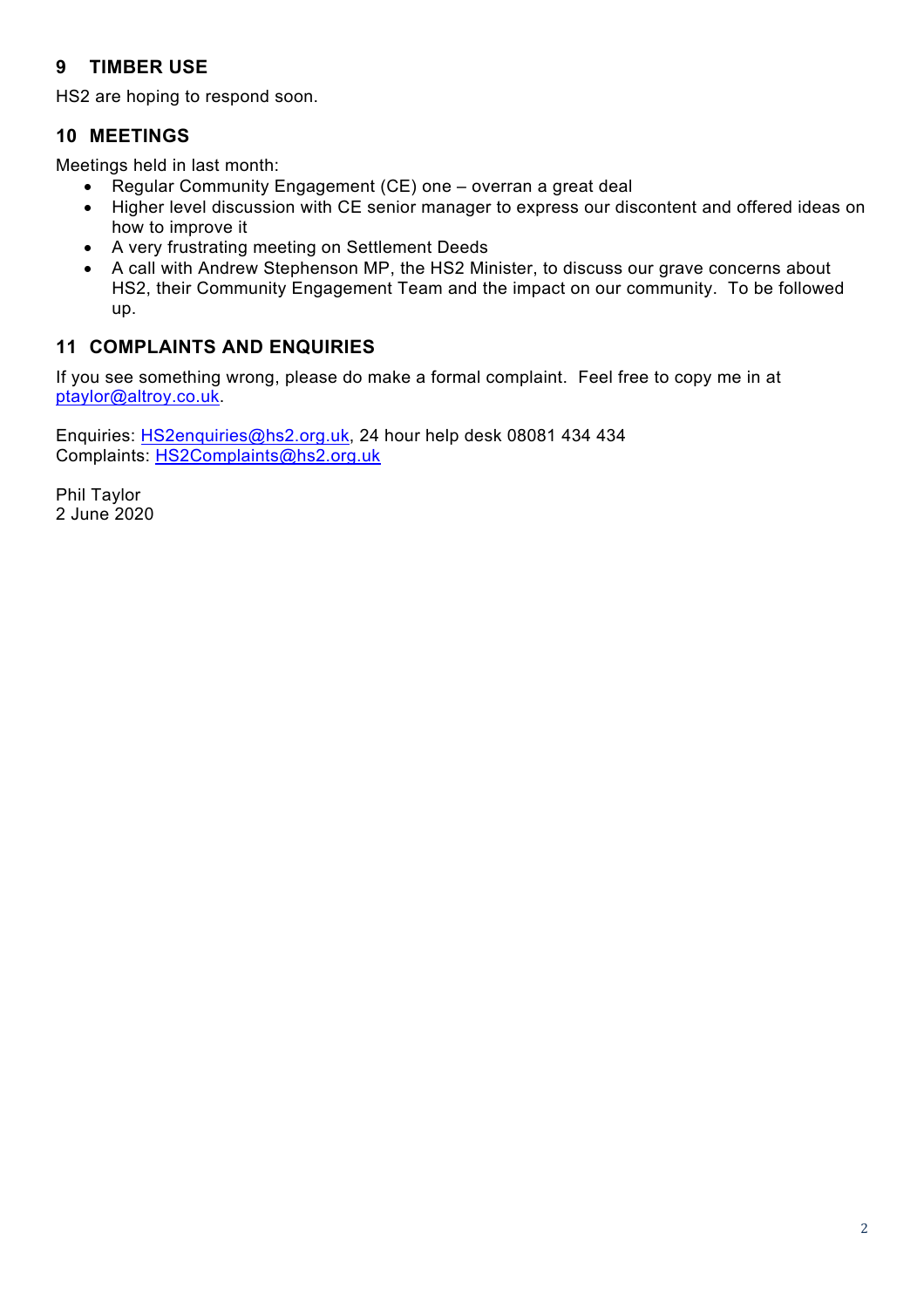## 9 TIMBER USE

HS2 are hoping to respond soon.

## 10 MEETINGS

Meetings held in last month:

- Regular Community Engagement (CE) one – overran a great deal
- Higher level discussion with CE senior manager to express our discontent and offered ideas on how to improve it
- A very frustrating meeting on Settlement Deeds
- A call with Andrew Stephenson MP, the HS2 Minister, to discuss our grave concerns about HS2, their Community Engagement Team and the impact on our community. To be followed up.

## 11 COMPLAINTS AND ENQUIRIES

If you see something wrong, please do make a formal complaint. Feel free to copy me in at ptaylor@altroy.co.uk.

Enquiries: HS2enquiries@hs2.org.uk, 24 hour help desk 08081 434 434
Complaints: HS2Complaints@hs2.org.uk

Phil Taylor
2 June 2020